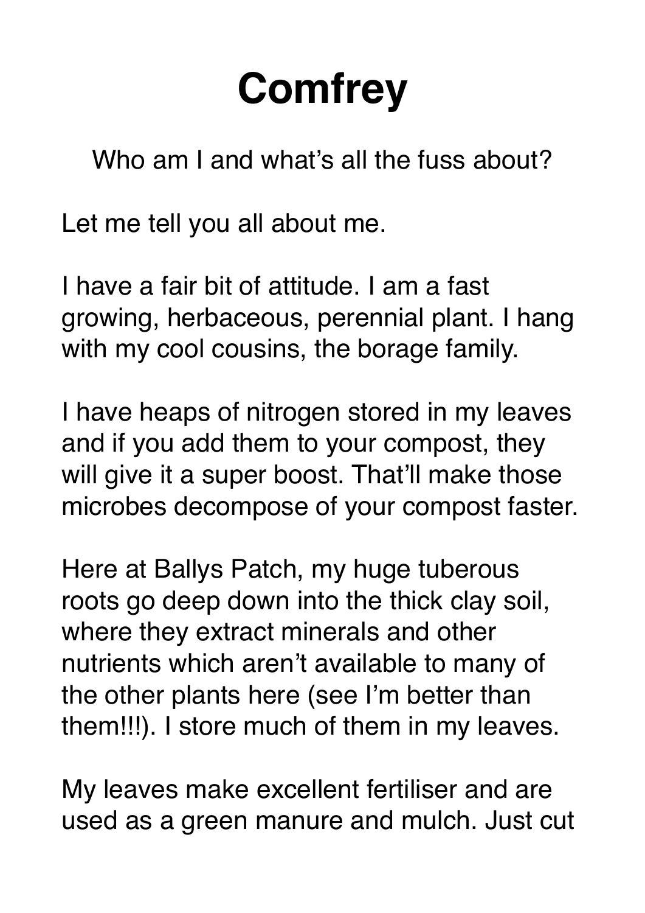# Comfrey

Who am I and what's all the fuss about?

Let me tell you all about me.

I have a fair bit of attitude. I am a fast growing, herbaceous, perennial plant. I hang with my cool cousins, the borage family.

I have heaps of nitrogen stored in my leaves and if you add them to your compost, they will give it a super boost. That'll make those microbes decompose of your compost faster.

Here at Ballys Patch, my huge tuberous roots go deep down into the thick clay soil, where they extract minerals and other nutrients which aren't available to many of the other plants here (see I'm better than them!!!). I store much of them in my leaves.

My leaves make excellent fertiliser and are used as a green manure and mulch. Just cut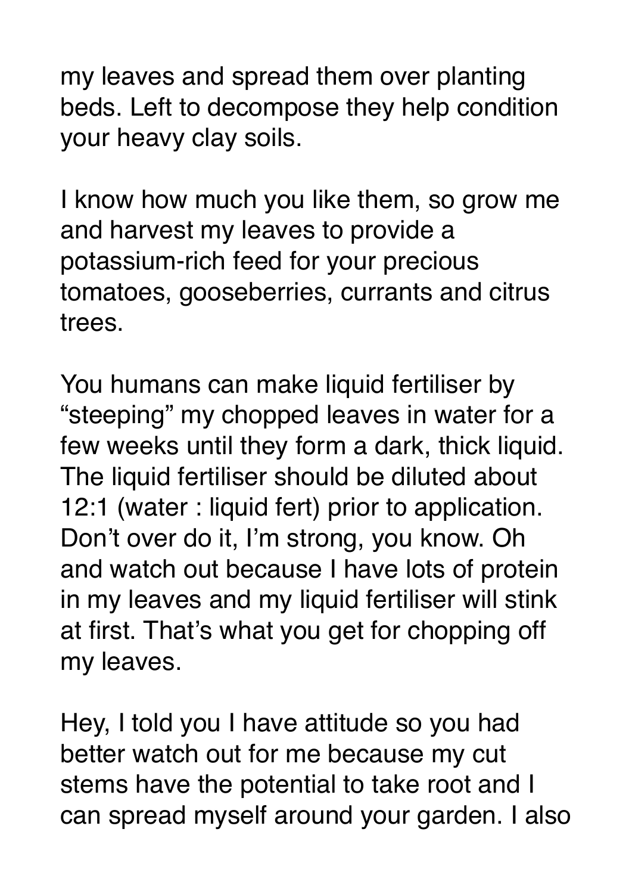my leaves and spread them over planting beds. Left to decompose they help condition your heavy clay soils.

I know how much you like them, so grow me and harvest my leaves to provide a potassium-rich feed for your precious tomatoes, gooseberries, currants and citrus trees.

You humans can make liquid fertiliser by "steeping" my chopped leaves in water for a few weeks until they form a dark, thick liquid. The liquid fertiliser should be diluted about 12:1 (water : liquid fert) prior to application. Don't over do it, I'm strong, you know. Oh and watch out because I have lots of protein in my leaves and my liquid fertiliser will stink at first. That's what you get for chopping off my leaves.

Hey, I told you I have attitude so you had better watch out for me because my cut stems have the potential to take root and I can spread myself around your garden. I also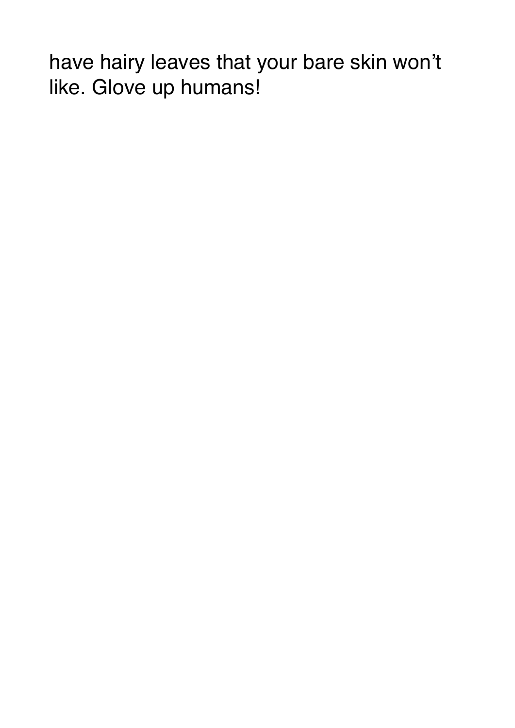have hairy leaves that your bare skin won't like. Glove up humans!